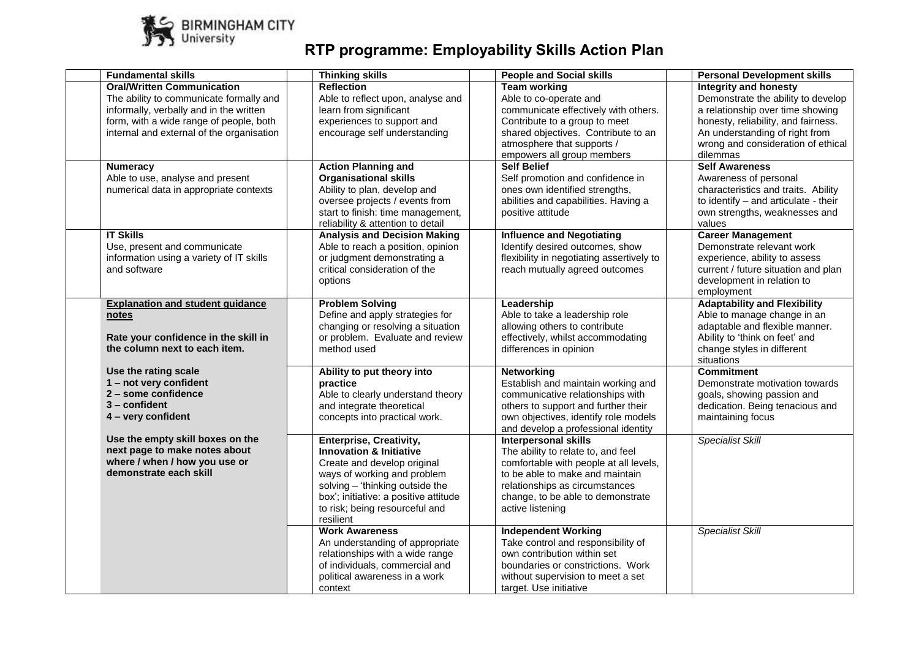BIRMINGHAM CITY University

# RTP programme: Employability Skills Action Plan

| | Fundamental skills | | Thinking skills | | People and Social skills | | Personal Development skills |
|---|---|---|---|---|---|---|---|
| | **Oral/Written Communication** The ability to communicate formally and informally, verbally and in the written form, with a wide range of people, both internal and external of the organisation | | **Reflection** Able to reflect upon, analyse and learn from significant experiences to support and encourage self understanding | | **Team working** Able to co-operate and communicate effectively with others. Contribute to a group to meet shared objectives. Contribute to an atmosphere that supports / empowers all group members | | **Integrity and honesty** Demonstrate the ability to develop a relationship over time showing honesty, reliability, and fairness. An understanding of right from wrong and consideration of ethical dilemmas |
| | **Numeracy** Able to use, analyse and present numerical data in appropriate contexts | | **Action Planning and Organisational skills** Ability to plan, develop and oversee projects / events from start to finish: time management, reliability & attention to detail | | **Self Belief** Self promotion and confidence in ones own identified strengths, abilities and capabilities. Having a positive attitude | | **Self Awareness** Awareness of personal characteristics and traits. Ability to identify – and articulate - their own strengths, weaknesses and values |
| | **IT Skills** Use, present and communicate information using a variety of IT skills and software | | **Analysis and Decision Making** Able to reach a position, opinion or judgment demonstrating a critical consideration of the options | | **Influence and Negotiating** Identify desired outcomes, show flexibility in negotiating assertively to reach mutually agreed outcomes | | **Career Management** Demonstrate relevant work experience, ability to assess current / future situation and plan development in relation to employment |
| | **<u>Explanation and student guidance notes</u>** **Rate your confidence in the skill in the column next to each item.** **Use the rating scale** **1 – not very confident** **2 – some confidence** **3 – confident** **4 – very confident** **Use the empty skill boxes on the next page to make notes about where / when / how you use or demonstrate each skill** | | **Problem Solving** Define and apply strategies for changing or resolving a situation or problem. Evaluate and review method used | | **Leadership** Able to take a leadership role allowing others to contribute effectively, whilst accommodating differences in opinion | | **Adaptability and Flexibility** Able to manage change in an adaptable and flexible manner. Ability to 'think on feet' and change styles in different situations |
| | | | **Ability to put theory into practice** Able to clearly understand theory and integrate theoretical concepts into practical work. | | **Networking** Establish and maintain working and communicative relationships with others to support and further their own objectives, identify role models and develop a professional identity | | **Commitment** Demonstrate motivation towards goals, showing passion and dedication. Being tenacious and maintaining focus |
| | | | **Enterprise, Creativity, Innovation & Initiative** Create and develop original ways of working and problem solving – 'thinking outside the box'; initiative: a positive attitude to risk; being resourceful and resilient | | **Interpersonal skills** The ability to relate to, and feel comfortable with people at all levels, to be able to make and maintain relationships as circumstances change, to be able to demonstrate active listening | | *Specialist Skill* |
| | | | **Work Awareness** An understanding of appropriate relationships with a wide range of individuals, commercial and political awareness in a work context | | **Independent Working** Take control and responsibility of own contribution within set boundaries or constrictions. Work without supervision to meet a set target. Use initiative | | *Specialist Skill* |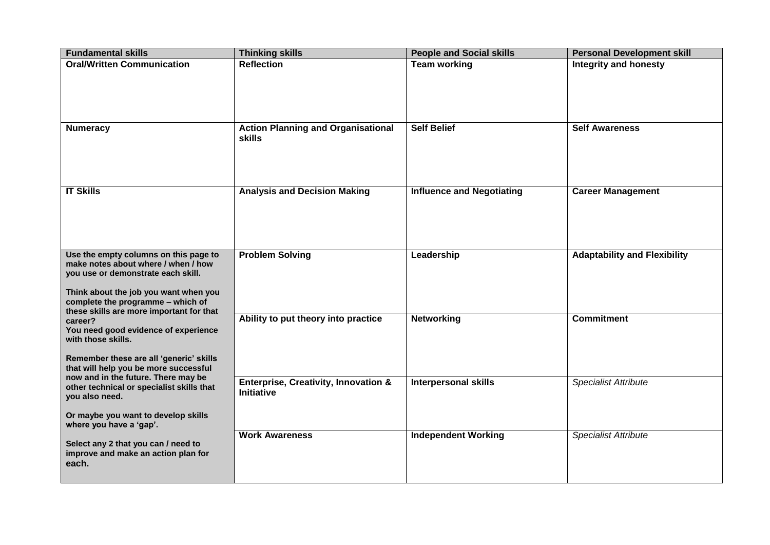| Fundamental skills | Thinking skills | People and Social skills | Personal Development skill |
|---|---|---|---|
| **Oral/Written Communication** | **Reflection** | **Team working** | **Integrity and honesty** |
| **Numeracy** | **Action Planning and Organisational skills** | **Self Belief** | **Self Awareness** |
| **IT Skills** | **Analysis and Decision Making** | **Influence and Negotiating** | **Career Management** |
| **Use the empty columns on this page to make notes about where / when / how you use or demonstrate each skill.**<br><br>**Think about the job you want when you complete the programme – which of these skills are more important for that career?**<br>**You need good evidence of experience with those skills.**<br><br>**Remember these are all 'generic' skills that will help you be more successful now and in the future. There may be other technical or specialist skills that you also need.**<br><br>**Or maybe you want to develop skills where you have a 'gap'.**<br><br>**Select any 2 that you can / need to improve and make an action plan for each.** | **Problem Solving** | **Leadership** | **Adaptability and Flexibility** |
| | **Ability to put theory into practice** | **Networking** | **Commitment** |
| | **Enterprise, Creativity, Innovation & Initiative** | **Interpersonal skills** | *Specialist Attribute* |
| | **Work Awareness** | **Independent Working** | *Specialist Attribute* |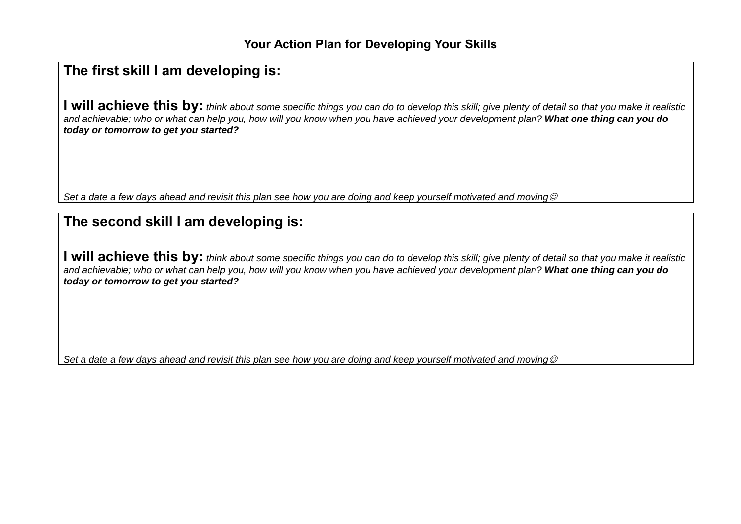## Your Action Plan for Developing Your Skills

**The first skill I am developing is:**

**I will achieve this by:** *think about some specific things you can do to develop this skill; give plenty of detail so that you make it realistic and achievable; who or what can help you, how will you know when you have achieved your development plan?* ***What one thing can you do today or tomorrow to get you started?***

*Set a date a few days ahead and revisit this plan see how you are doing and keep yourself motivated and moving☺*

**The second skill I am developing is:**

**I will achieve this by:** *think about some specific things you can do to develop this skill; give plenty of detail so that you make it realistic and achievable; who or what can help you, how will you know when you have achieved your development plan?* ***What one thing can you do today or tomorrow to get you started?***

*Set a date a few days ahead and revisit this plan see how you are doing and keep yourself motivated and moving☺*